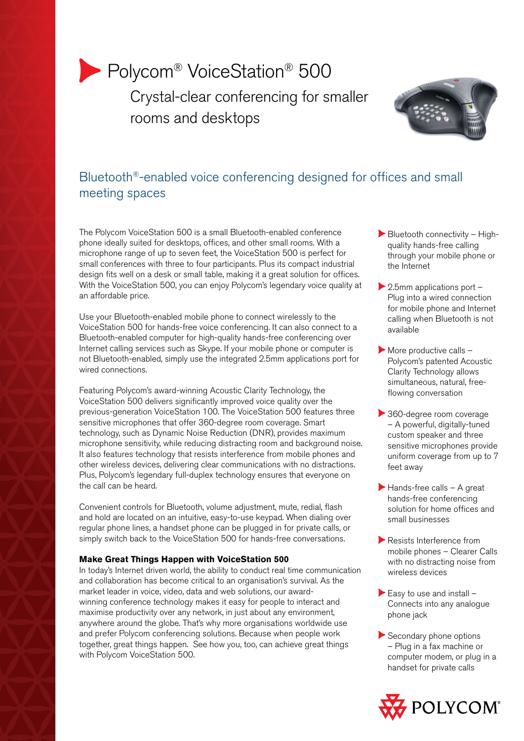# Polycom® VoiceStation® 500

Crystal-clear conferencing for smaller rooms and desktops

## Bluetooth®-enabled voice conferencing designed for offices and small meeting spaces

The Polycom VoiceStation 500 is a small Bluetooth-enabled conference phone ideally suited for desktops, offices, and other small rooms. With a microphone range of up to seven feet, the VoiceStation 500 is perfect for small conferences with three to four participants. Plus its compact industrial design fits well on a desk or small table, making it a great solution for offices. With the VoiceStation 500, you can enjoy Polycom's legendary voice quality at an affordable price.

Use your Bluetooth-enabled mobile phone to connect wirelessly to the VoiceStation 500 for hands-free voice conferencing. It can also connect to a Bluetooth-enabled computer for high-quality hands-free conferencing over Internet calling services such as Skype. If your mobile phone or computer is not Bluetooth-enabled, simply use the integrated 2.5mm applications port for wired connections.

Featuring Polycom's award-winning Acoustic Clarity Technology, the VoiceStation 500 delivers significantly improved voice quality over the previous-generation VoiceStation 100. The VoiceStation 500 features three sensitive microphones that offer 360-degree room coverage. Smart technology, such as Dynamic Noise Reduction (DNR), provides maximum microphone sensitivity, while reducing distracting room and background noise. It also features technology that resists interference from mobile phones and other wireless devices, delivering clear communications with no distractions. Plus, Polycom's legendary full-duplex technology ensures that everyone on the call can be heard.

Convenient controls for Bluetooth, volume adjustment, mute, redial, flash and hold are located on an intuitive, easy-to-use keypad. When dialing over regular phone lines, a handset phone can be plugged in for private calls, or simply switch back to the VoiceStation 500 for hands-free conversations.

**Make Great Things Happen with VoiceStation 500**

In today's Internet driven world, the ability to conduct real time communication and collaboration has become critical to an organisation's survival. As the market leader in voice, video, data and web solutions, our award-winning conference technology makes it easy for people to interact and maximise productivity over any network, in just about any environment, anywhere around the globe. That's why more organisations worldwide use and prefer Polycom conferencing solutions. Because when people work together, great things happen. See how you, too, can achieve great things with Polycom VoiceStation 500.

- Bluetooth connectivity – High-quality hands-free calling through your mobile phone or the Internet
- 2.5mm applications port – Plug into a wired connection for mobile phone and Internet calling when Bluetooth is not available
- More productive calls – Polycom's patented Acoustic Clarity Technology allows simultaneous, natural, free-flowing conversation
- 360-degree room coverage – A powerful, digitally-tuned custom speaker and three sensitive microphones provide uniform coverage from up to 7 feet away
- Hands-free calls – A great hands-free conferencing solution for home offices and small businesses
- Resists Interference from mobile phones – Clearer Calls with no distracting noise from wireless devices
- Easy to use and install – Connects into any analogue phone jack
- Secondary phone options – Plug in a fax machine or computer modem, or plug in a handset for private calls

POLYCOM®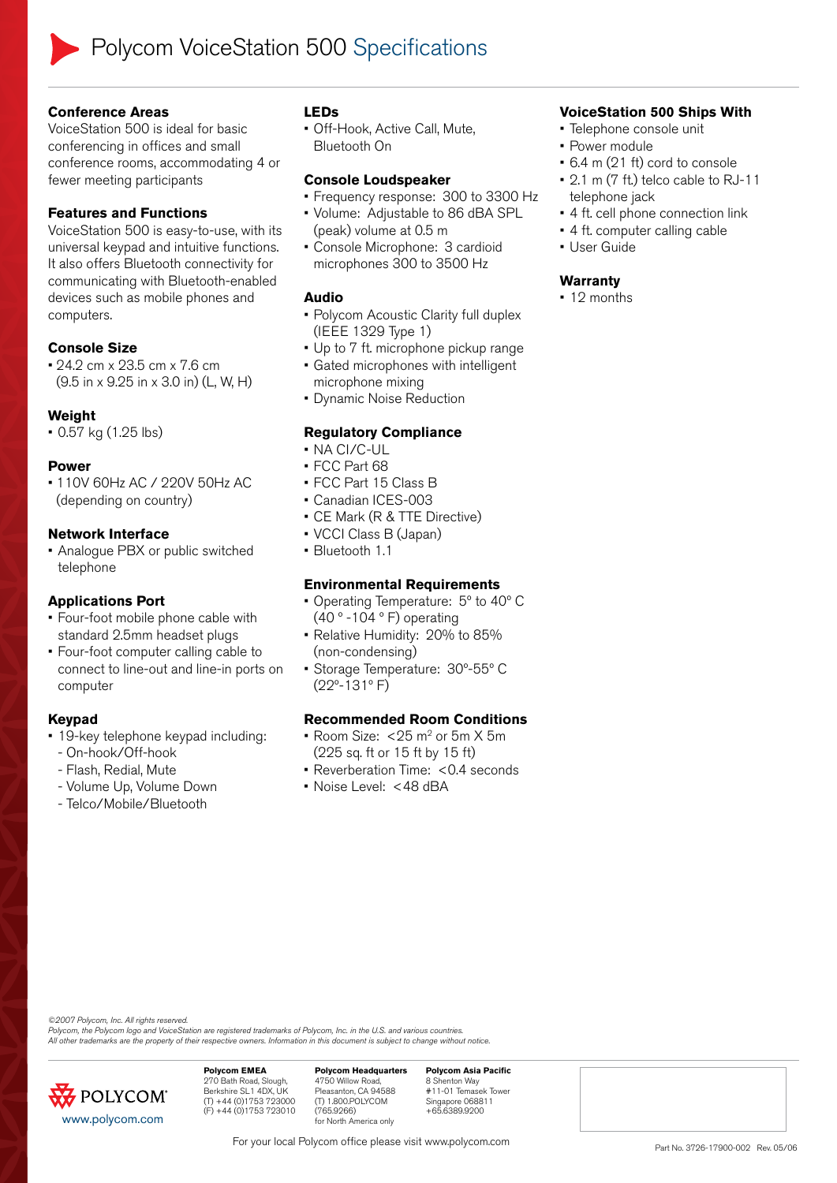# Polycom VoiceStation 500 Specifications

**Conference Areas**

VoiceStation 500 is ideal for basic conferencing in offices and small conference rooms, accommodating 4 or fewer meeting participants

**Features and Functions**

VoiceStation 500 is easy-to-use, with its universal keypad and intuitive functions. It also offers Bluetooth connectivity for communicating with Bluetooth-enabled devices such as mobile phones and computers.

**Console Size**

- 24.2 cm x 23.5 cm x 7.6 cm (9.5 in x 9.25 in x 3.0 in) (L, W, H)

**Weight**

- 0.57 kg (1.25 lbs)

**Power**

- 110V 60Hz AC / 220V 50Hz AC (depending on country)

**Network Interface**

- Analogue PBX or public switched telephone

**Applications Port**

- Four-foot mobile phone cable with standard 2.5mm headset plugs
- Four-foot computer calling cable to connect to line-out and line-in ports on computer

**Keypad**

- 19-key telephone keypad including:
  - On-hook/Off-hook
  - Flash, Redial, Mute
  - Volume Up, Volume Down
  - Telco/Mobile/Bluetooth

**LEDs**

- Off-Hook, Active Call, Mute, Bluetooth On

**Console Loudspeaker**

- Frequency response: 300 to 3300 Hz
- Volume: Adjustable to 86 dBA SPL (peak) volume at 0.5 m
- Console Microphone: 3 cardioid microphones 300 to 3500 Hz

**Audio**

- Polycom Acoustic Clarity full duplex (IEEE 1329 Type 1)
- Up to 7 ft. microphone pickup range
- Gated microphones with intelligent microphone mixing
- Dynamic Noise Reduction

**Regulatory Compliance**

- NA CI/C-UL
- FCC Part 68
- FCC Part 15 Class B
- Canadian ICES-003
- CE Mark (R & TTE Directive)
- VCCI Class B (Japan)
- Bluetooth 1.1

**Environmental Requirements**

- Operating Temperature: 5° to 40° C (40 ° -104 ° F) operating
- Relative Humidity: 20% to 85% (non-condensing)
- Storage Temperature: 30°-55° C (22°-131° F)

**Recommended Room Conditions**

- Room Size: <25 m$^2$ or 5m X 5m (225 sq. ft or 15 ft by 15 ft)
- Reverberation Time: <0.4 seconds
- Noise Level: <48 dBA

**VoiceStation 500 Ships With**

- Telephone console unit
- Power module
- 6.4 m (21 ft) cord to console
- 2.1 m (7 ft.) telco cable to RJ-11 telephone jack
- 4 ft. cell phone connection link
- 4 ft. computer calling cable
- User Guide

**Warranty**

- 12 months

*©2007 Polycom, Inc. All rights reserved.*
*Polycom, the Polycom logo and VoiceStation are registered trademarks of Polycom, Inc. in the U.S. and various countries.*
*All other trademarks are the property of their respective owners. Information in this document is subject to change without notice.*

POLYCOM
www.polycom.com

**Polycom EMEA**
270 Bath Road, Slough,
Berkshire SL1 4DX, UK
(T) +44 (0)1753 723000
(F) +44 (0)1753 723010

**Polycom Headquarters**
4750 Willow Road,
Pleasanton, CA 94588
(T) 1.800.POLYCOM
(765.9266)
for North America only

**Polycom Asia Pacific**
8 Shenton Way
#11-01 Temasek Tower
Singapore 068811
+65.6389.9200

For your local Polycom office please visit www.polycom.com

Part No. 3726-17900-002 Rev. 05/06